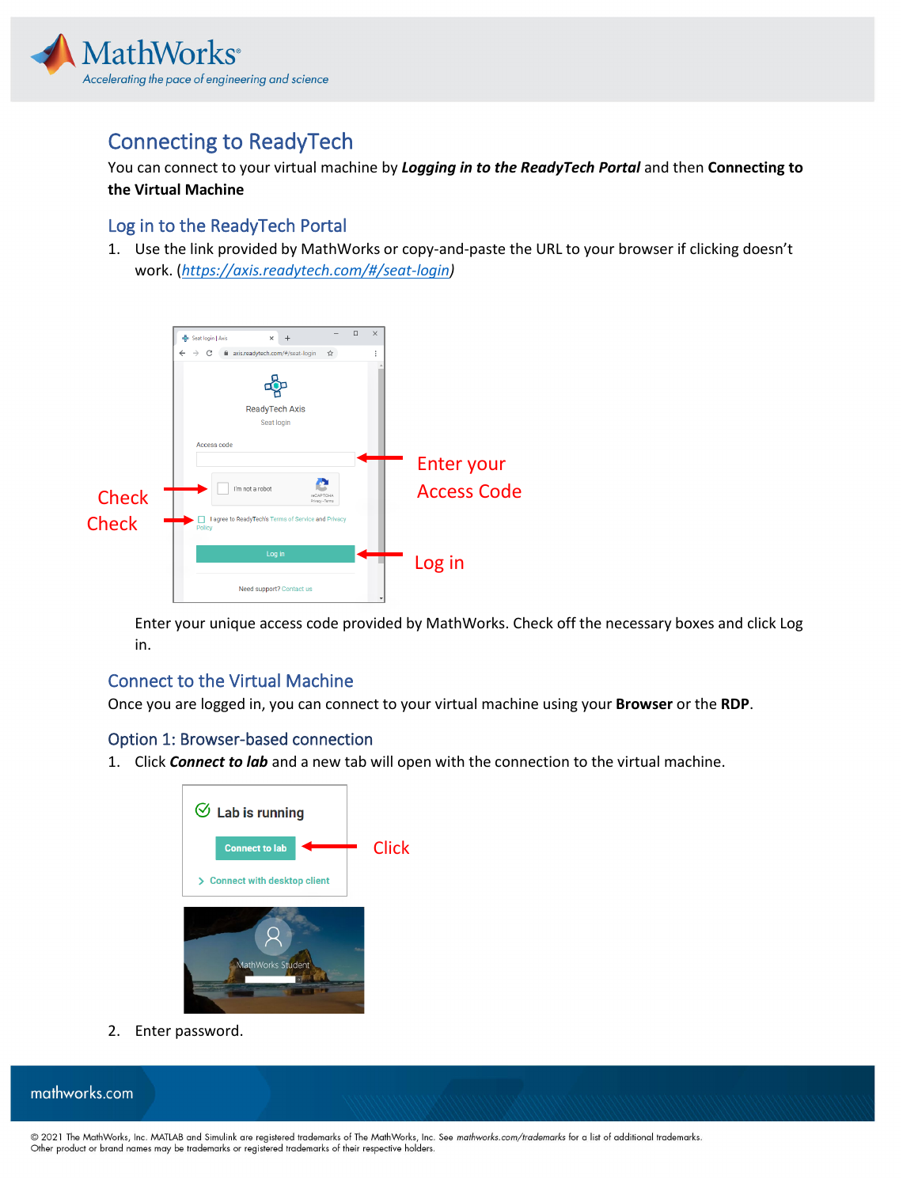# Connecting to ReadyTech

You can connect to your virtual machine by ***Logging in to the ReadyTech Portal*** and then **Connecting to the Virtual Machine**

## Log in to the ReadyTech Portal

1. Use the link provided by MathWorks or copy-and-paste the URL to your browser if clicking doesn't work. (*https://axis.readytech.com/#/seat-login*)

   Enter your unique access code provided by MathWorks. Check off the necessary boxes and click Log in.

## Connect to the Virtual Machine

Once you are logged in, you can connect to your virtual machine using your **Browser** or the **RDP**.

### Option 1: Browser-based connection

1. Click ***Connect to lab*** and a new tab will open with the connection to the virtual machine.
2. Enter password.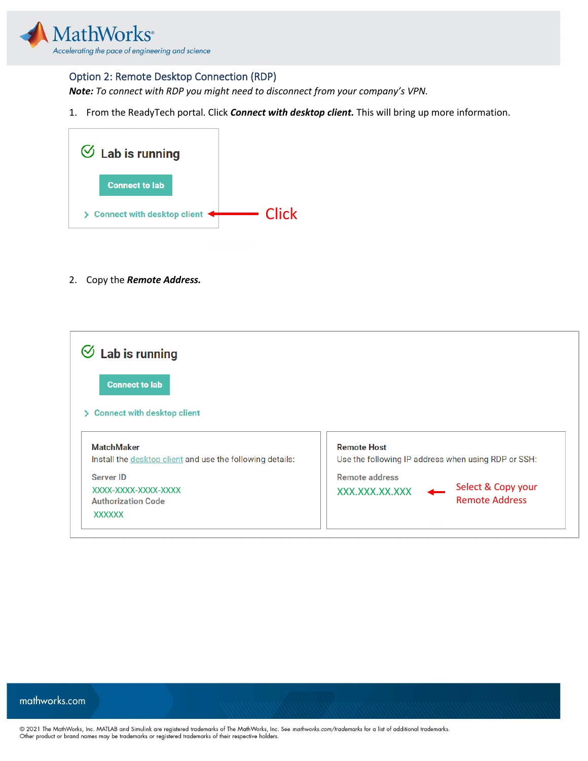## Option 2: Remote Desktop Connection (RDP)

***Note:*** *To connect with RDP you might need to disconnect from your company's VPN.*

1. From the ReadyTech portal. Click ***Connect with desktop client.*** This will bring up more information.

Lab is running

Connect to lab

> Connect with desktop client ← Click

2. Copy the ***Remote Address.***

Lab is running

Connect to lab

> Connect with desktop client

**MatchMaker**
Install the desktop client and use the following details:

Server ID
XXXX-XXXX-XXXX-XXXX
Authorization Code
XXXXXX

**Remote Host**
Use the following IP address when using RDP or SSH:

Remote address
XXX.XXX.XX.XXX ← Select & Copy your Remote Address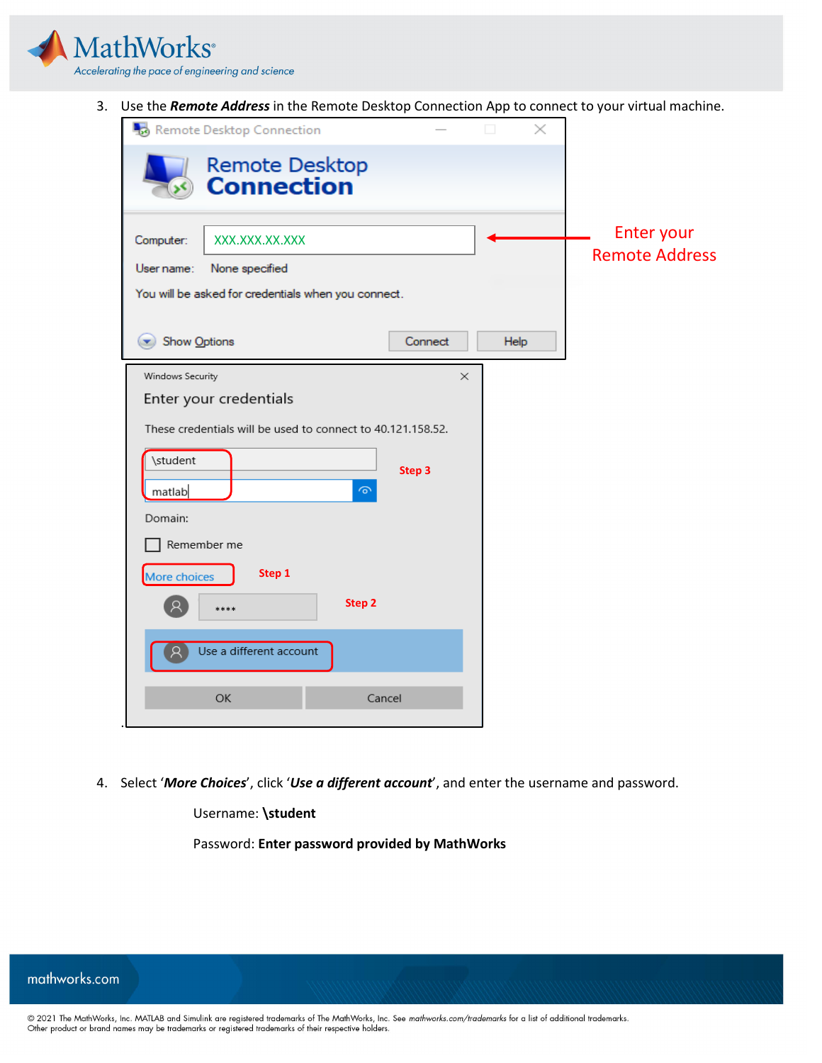3. Use the ***Remote Address*** in the Remote Desktop Connection App to connect to your virtual machine.

Enter your Remote Address

4. Select '***More Choices***', click '***Use a different account***', and enter the username and password.

   Username: **\student**

   Password: **Enter password provided by MathWorks**